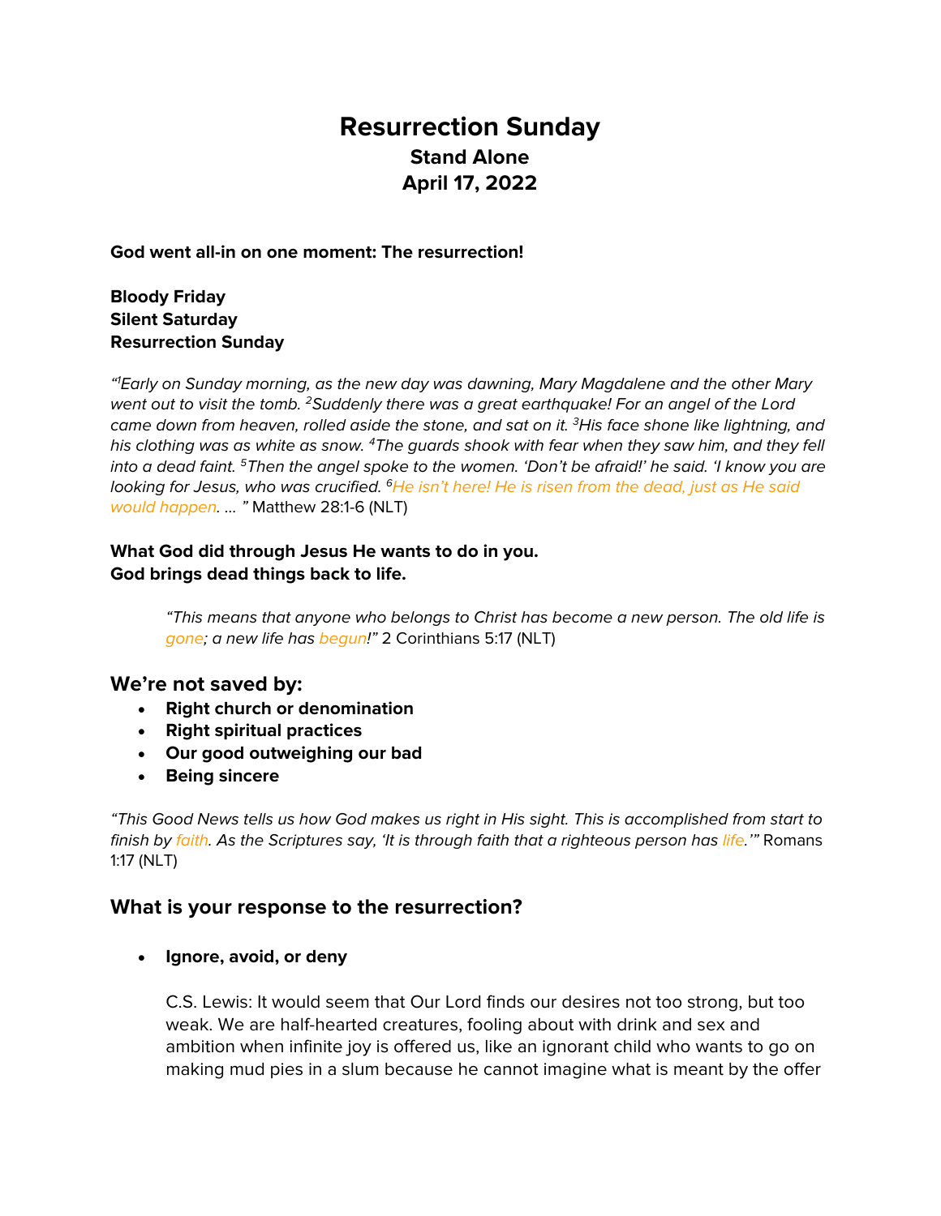# Resurrection Sunday

## Stand Alone

## April 17, 2022

**God went all-in on one moment: The resurrection!**

**Bloody Friday**
**Silent Saturday**
**Resurrection Sunday**

*"[1]Early on Sunday morning, as the new day was dawning, Mary Magdalene and the other Mary went out to visit the tomb. [2]Suddenly there was a great earthquake! For an angel of the Lord came down from heaven, rolled aside the stone, and sat on it. [3]His face shone like lightning, and his clothing was as white as snow. [4]The guards shook with fear when they saw him, and they fell into a dead faint. [5]Then the angel spoke to the women. 'Don't be afraid!' he said. 'I know you are looking for Jesus, who was crucified. [6]He isn't here! He is risen from the dead, just as He said would happen. … "* Matthew 28:1-6 (NLT)

**What God did through Jesus He wants to do in you.**
**God brings dead things back to life.**

> *"This means that anyone who belongs to Christ has become a new person. The old life is gone; a new life has begun!"* 2 Corinthians 5:17 (NLT)

## We're not saved by:

- **Right church or denomination**
- **Right spiritual practices**
- **Our good outweighing our bad**
- **Being sincere**

*"This Good News tells us how God makes us right in His sight. This is accomplished from start to finish by faith. As the Scriptures say, 'It is through faith that a righteous person has life.'"* Romans 1:17 (NLT)

## What is your response to the resurrection?

- **Ignore, avoid, or deny**

  C.S. Lewis: It would seem that Our Lord finds our desires not too strong, but too weak. We are half-hearted creatures, fooling about with drink and sex and ambition when infinite joy is offered us, like an ignorant child who wants to go on making mud pies in a slum because he cannot imagine what is meant by the offer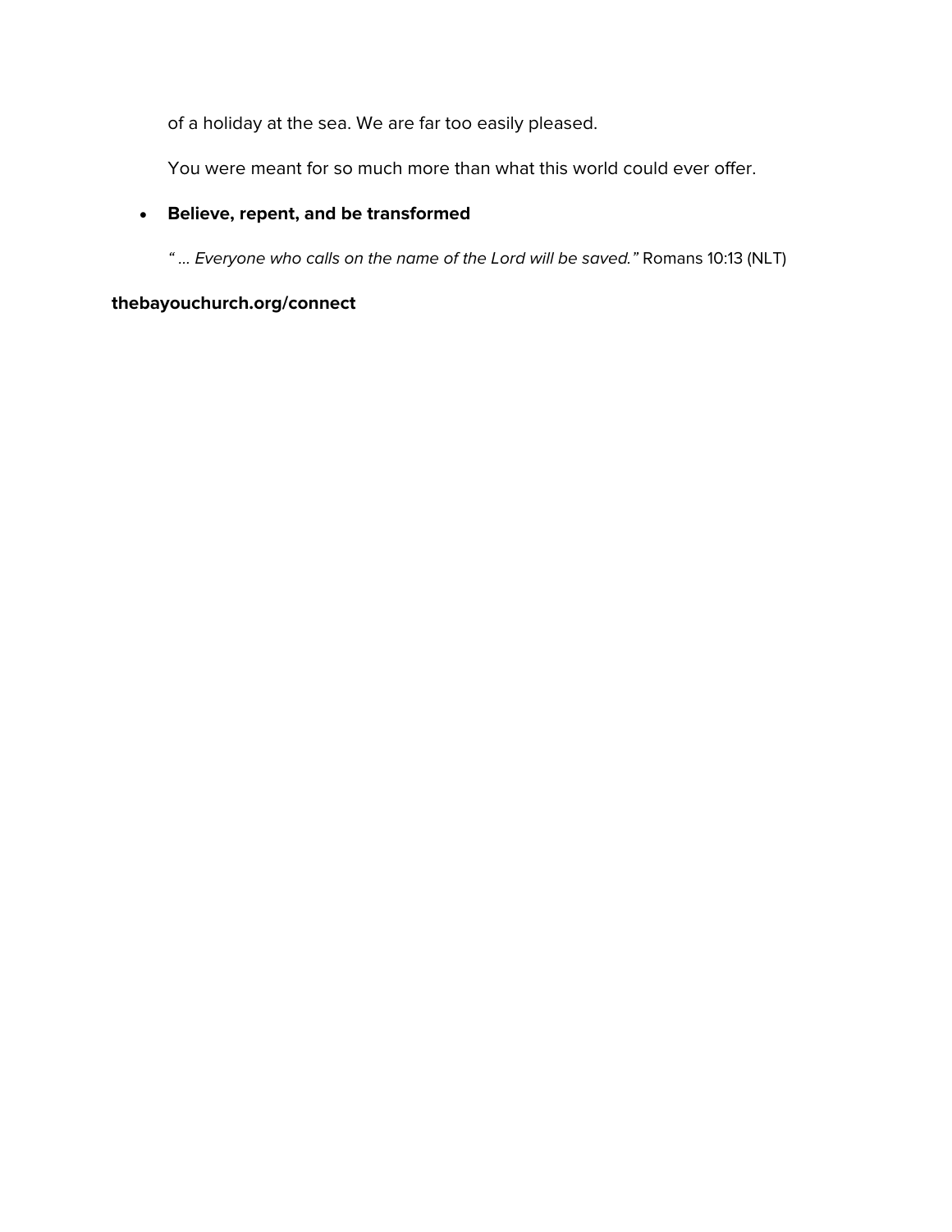of a holiday at the sea. We are far too easily pleased.

You were meant for so much more than what this world could ever offer.

- **Believe, repent, and be transformed**

  *" … Everyone who calls on the name of the Lord will be saved."* Romans 10:13 (NLT)

**thebayouchurch.org/connect**